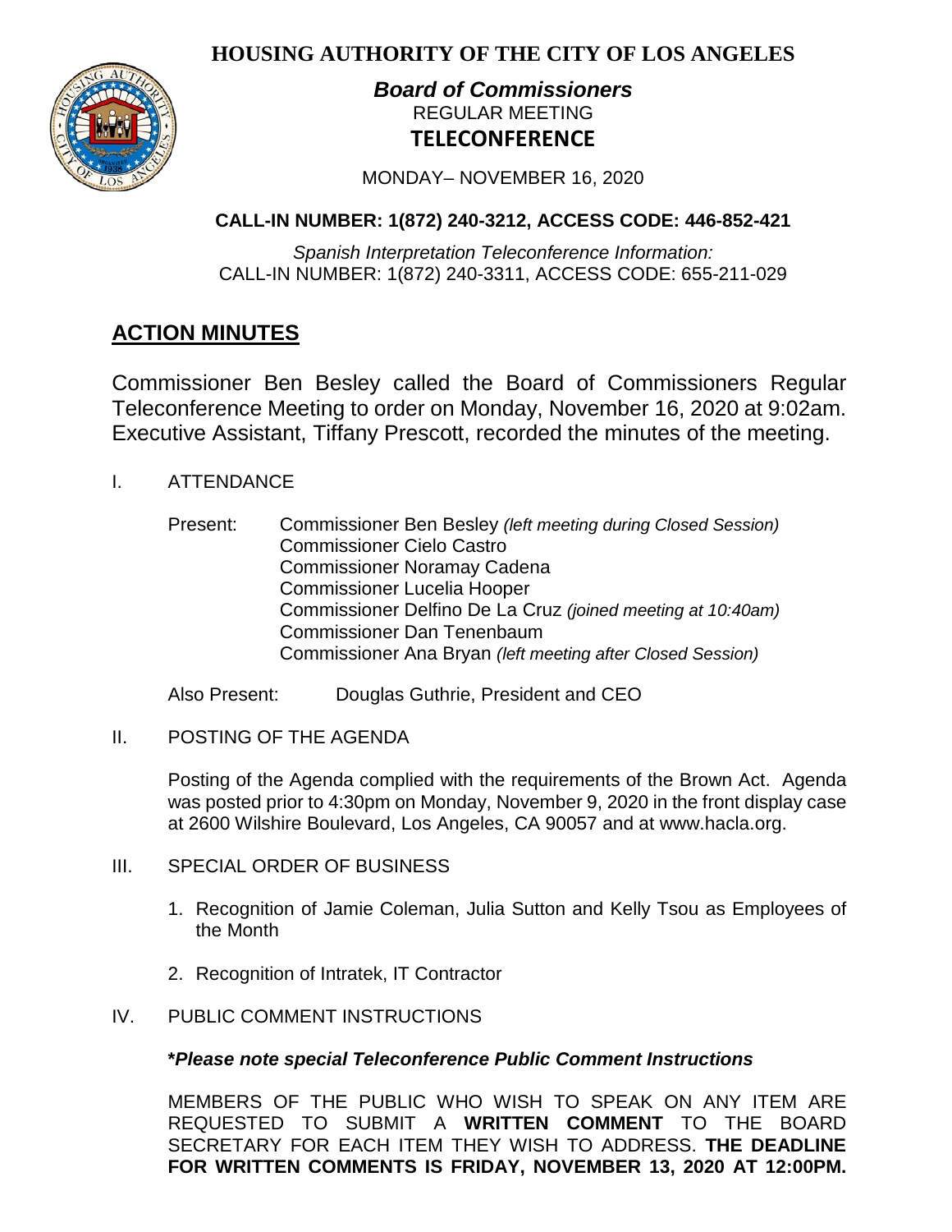# HOUSING AUTHORITY OF THE CITY OF LOS ANGELES

***Board of Commissioners***
REGULAR MEETING
**TELECONFERENCE**

MONDAY– NOVEMBER 16, 2020

**CALL-IN NUMBER: 1(872) 240-3212, ACCESS CODE: 446-852-421**

*Spanish Interpretation Teleconference Information:*
CALL-IN NUMBER: 1(872) 240-3311, ACCESS CODE: 655-211-029

## ACTION MINUTES

Commissioner Ben Besley called the Board of Commissioners Regular Teleconference Meeting to order on Monday, November 16, 2020 at 9:02am. Executive Assistant, Tiffany Prescott, recorded the minutes of the meeting.

I. ATTENDANCE

Present:
- Commissioner Ben Besley *(left meeting during Closed Session)*
- Commissioner Cielo Castro
- Commissioner Noramay Cadena
- Commissioner Lucelia Hooper
- Commissioner Delfino De La Cruz *(joined meeting at 10:40am)*
- Commissioner Dan Tenenbaum
- Commissioner Ana Bryan *(left meeting after Closed Session)*

Also Present: Douglas Guthrie, President and CEO

II. POSTING OF THE AGENDA

Posting of the Agenda complied with the requirements of the Brown Act. Agenda was posted prior to 4:30pm on Monday, November 9, 2020 in the front display case at 2600 Wilshire Boulevard, Los Angeles, CA 90057 and at www.hacla.org.

III. SPECIAL ORDER OF BUSINESS

1. Recognition of Jamie Coleman, Julia Sutton and Kelly Tsou as Employees of the Month
2. Recognition of Intratek, IT Contractor

IV. PUBLIC COMMENT INSTRUCTIONS

***\*Please note special Teleconference Public Comment Instructions***

MEMBERS OF THE PUBLIC WHO WISH TO SPEAK ON ANY ITEM ARE REQUESTED TO SUBMIT A **WRITTEN COMMENT** TO THE BOARD SECRETARY FOR EACH ITEM THEY WISH TO ADDRESS. **THE DEADLINE FOR WRITTEN COMMENTS IS FRIDAY, NOVEMBER 13, 2020 AT 12:00PM.**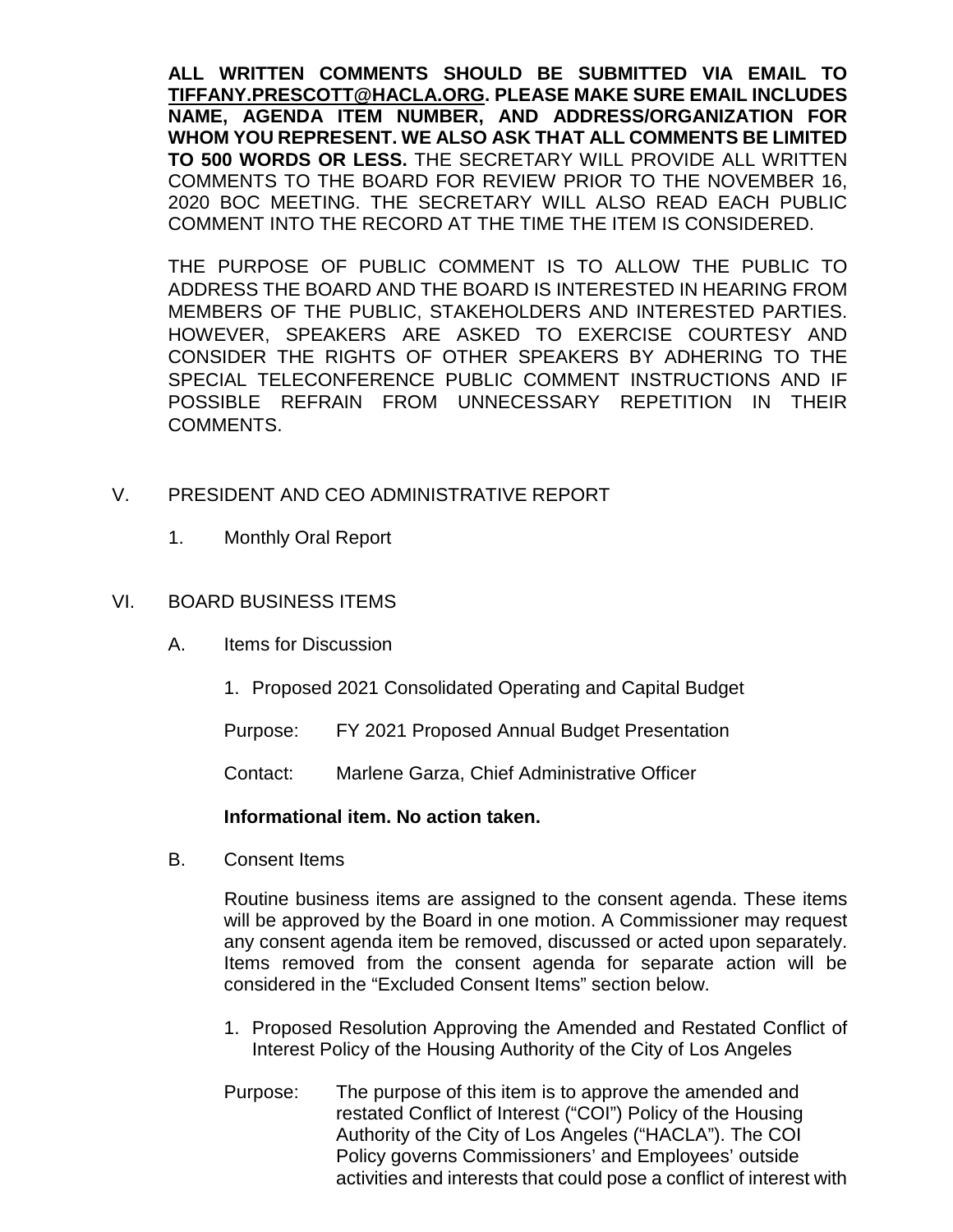**ALL WRITTEN COMMENTS SHOULD BE SUBMITTED VIA EMAIL TO TIFFANY.PRESCOTT@HACLA.ORG. PLEASE MAKE SURE EMAIL INCLUDES NAME, AGENDA ITEM NUMBER, AND ADDRESS/ORGANIZATION FOR WHOM YOU REPRESENT. WE ALSO ASK THAT ALL COMMENTS BE LIMITED TO 500 WORDS OR LESS.** THE SECRETARY WILL PROVIDE ALL WRITTEN COMMENTS TO THE BOARD FOR REVIEW PRIOR TO THE NOVEMBER 16, 2020 BOC MEETING. THE SECRETARY WILL ALSO READ EACH PUBLIC COMMENT INTO THE RECORD AT THE TIME THE ITEM IS CONSIDERED.

THE PURPOSE OF PUBLIC COMMENT IS TO ALLOW THE PUBLIC TO ADDRESS THE BOARD AND THE BOARD IS INTERESTED IN HEARING FROM MEMBERS OF THE PUBLIC, STAKEHOLDERS AND INTERESTED PARTIES. HOWEVER, SPEAKERS ARE ASKED TO EXERCISE COURTESY AND CONSIDER THE RIGHTS OF OTHER SPEAKERS BY ADHERING TO THE SPECIAL TELECONFERENCE PUBLIC COMMENT INSTRUCTIONS AND IF POSSIBLE REFRAIN FROM UNNECESSARY REPETITION IN THEIR COMMENTS.

## V. PRESIDENT AND CEO ADMINISTRATIVE REPORT

1. Monthly Oral Report

## VI. BOARD BUSINESS ITEMS

### A. Items for Discussion

1. Proposed 2021 Consolidated Operating and Capital Budget

Purpose: FY 2021 Proposed Annual Budget Presentation

Contact: Marlene Garza, Chief Administrative Officer

**Informational item. No action taken.**

### B. Consent Items

Routine business items are assigned to the consent agenda. These items will be approved by the Board in one motion. A Commissioner may request any consent agenda item be removed, discussed or acted upon separately. Items removed from the consent agenda for separate action will be considered in the "Excluded Consent Items" section below.

1. Proposed Resolution Approving the Amended and Restated Conflict of Interest Policy of the Housing Authority of the City of Los Angeles

Purpose: The purpose of this item is to approve the amended and restated Conflict of Interest ("COI") Policy of the Housing Authority of the City of Los Angeles ("HACLA"). The COI Policy governs Commissioners' and Employees' outside activities and interests that could pose a conflict of interest with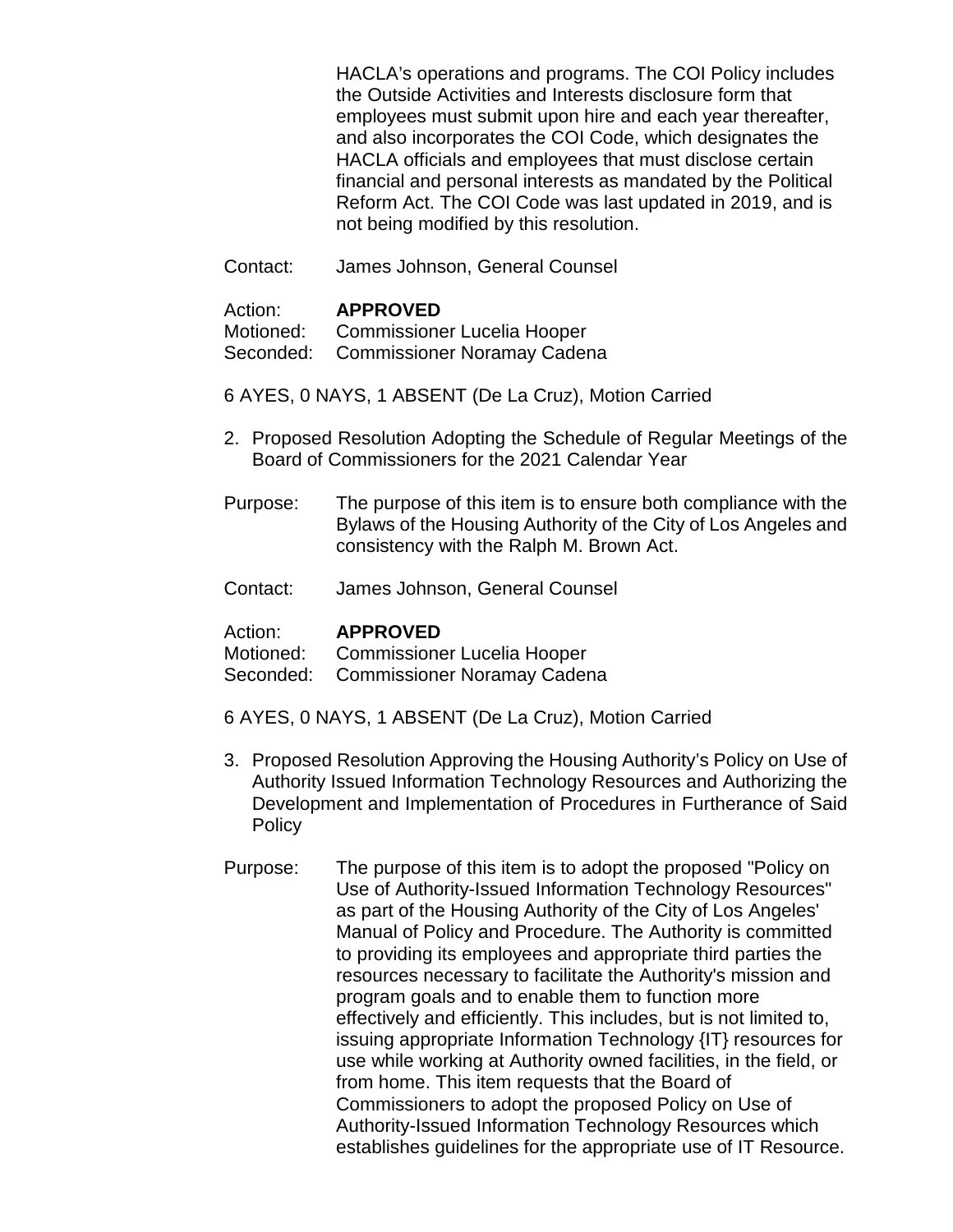HACLA's operations and programs. The COI Policy includes the Outside Activities and Interests disclosure form that employees must submit upon hire and each year thereafter, and also incorporates the COI Code, which designates the HACLA officials and employees that must disclose certain financial and personal interests as mandated by the Political Reform Act. The COI Code was last updated in 2019, and is not being modified by this resolution.

Contact: James Johnson, General Counsel

Action: **APPROVED**
Motioned: Commissioner Lucelia Hooper
Seconded: Commissioner Noramay Cadena

6 AYES, 0 NAYS, 1 ABSENT (De La Cruz), Motion Carried

2. Proposed Resolution Adopting the Schedule of Regular Meetings of the Board of Commissioners for the 2021 Calendar Year

Purpose: The purpose of this item is to ensure both compliance with the Bylaws of the Housing Authority of the City of Los Angeles and consistency with the Ralph M. Brown Act.

Contact: James Johnson, General Counsel

Action: **APPROVED**
Motioned: Commissioner Lucelia Hooper
Seconded: Commissioner Noramay Cadena

6 AYES, 0 NAYS, 1 ABSENT (De La Cruz), Motion Carried

3. Proposed Resolution Approving the Housing Authority's Policy on Use of Authority Issued Information Technology Resources and Authorizing the Development and Implementation of Procedures in Furtherance of Said Policy

Purpose: The purpose of this item is to adopt the proposed "Policy on Use of Authority-Issued Information Technology Resources" as part of the Housing Authority of the City of Los Angeles' Manual of Policy and Procedure. The Authority is committed to providing its employees and appropriate third parties the resources necessary to facilitate the Authority's mission and program goals and to enable them to function more effectively and efficiently. This includes, but is not limited to, issuing appropriate Information Technology {IT} resources for use while working at Authority owned facilities, in the field, or from home. This item requests that the Board of Commissioners to adopt the proposed Policy on Use of Authority-Issued Information Technology Resources which establishes guidelines for the appropriate use of IT Resource.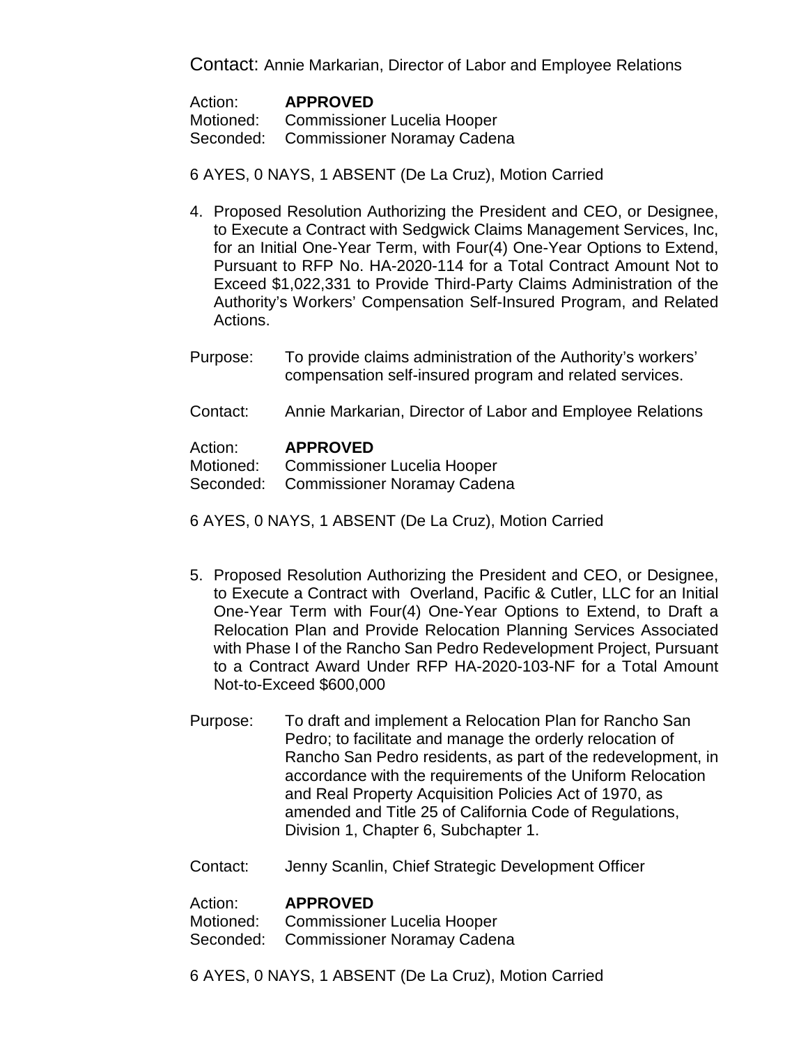Contact: Annie Markarian, Director of Labor and Employee Relations

Action: **APPROVED**
Motioned: Commissioner Lucelia Hooper
Seconded: Commissioner Noramay Cadena

6 AYES, 0 NAYS, 1 ABSENT (De La Cruz), Motion Carried

4. Proposed Resolution Authorizing the President and CEO, or Designee, to Execute a Contract with Sedgwick Claims Management Services, Inc, for an Initial One-Year Term, with Four(4) One-Year Options to Extend, Pursuant to RFP No. HA-2020-114 for a Total Contract Amount Not to Exceed $1,022,331 to Provide Third-Party Claims Administration of the Authority's Workers' Compensation Self-Insured Program, and Related Actions.

Purpose: To provide claims administration of the Authority's workers' compensation self-insured program and related services.

Contact: Annie Markarian, Director of Labor and Employee Relations

Action: **APPROVED**
Motioned: Commissioner Lucelia Hooper
Seconded: Commissioner Noramay Cadena

6 AYES, 0 NAYS, 1 ABSENT (De La Cruz), Motion Carried

5. Proposed Resolution Authorizing the President and CEO, or Designee, to Execute a Contract with Overland, Pacific & Cutler, LLC for an Initial One-Year Term with Four(4) One-Year Options to Extend, to Draft a Relocation Plan and Provide Relocation Planning Services Associated with Phase I of the Rancho San Pedro Redevelopment Project, Pursuant to a Contract Award Under RFP HA-2020-103-NF for a Total Amount Not-to-Exceed $600,000

Purpose: To draft and implement a Relocation Plan for Rancho San Pedro; to facilitate and manage the orderly relocation of Rancho San Pedro residents, as part of the redevelopment, in accordance with the requirements of the Uniform Relocation and Real Property Acquisition Policies Act of 1970, as amended and Title 25 of California Code of Regulations, Division 1, Chapter 6, Subchapter 1.

Contact: Jenny Scanlin, Chief Strategic Development Officer

Action: **APPROVED**
Motioned: Commissioner Lucelia Hooper
Seconded: Commissioner Noramay Cadena

6 AYES, 0 NAYS, 1 ABSENT (De La Cruz), Motion Carried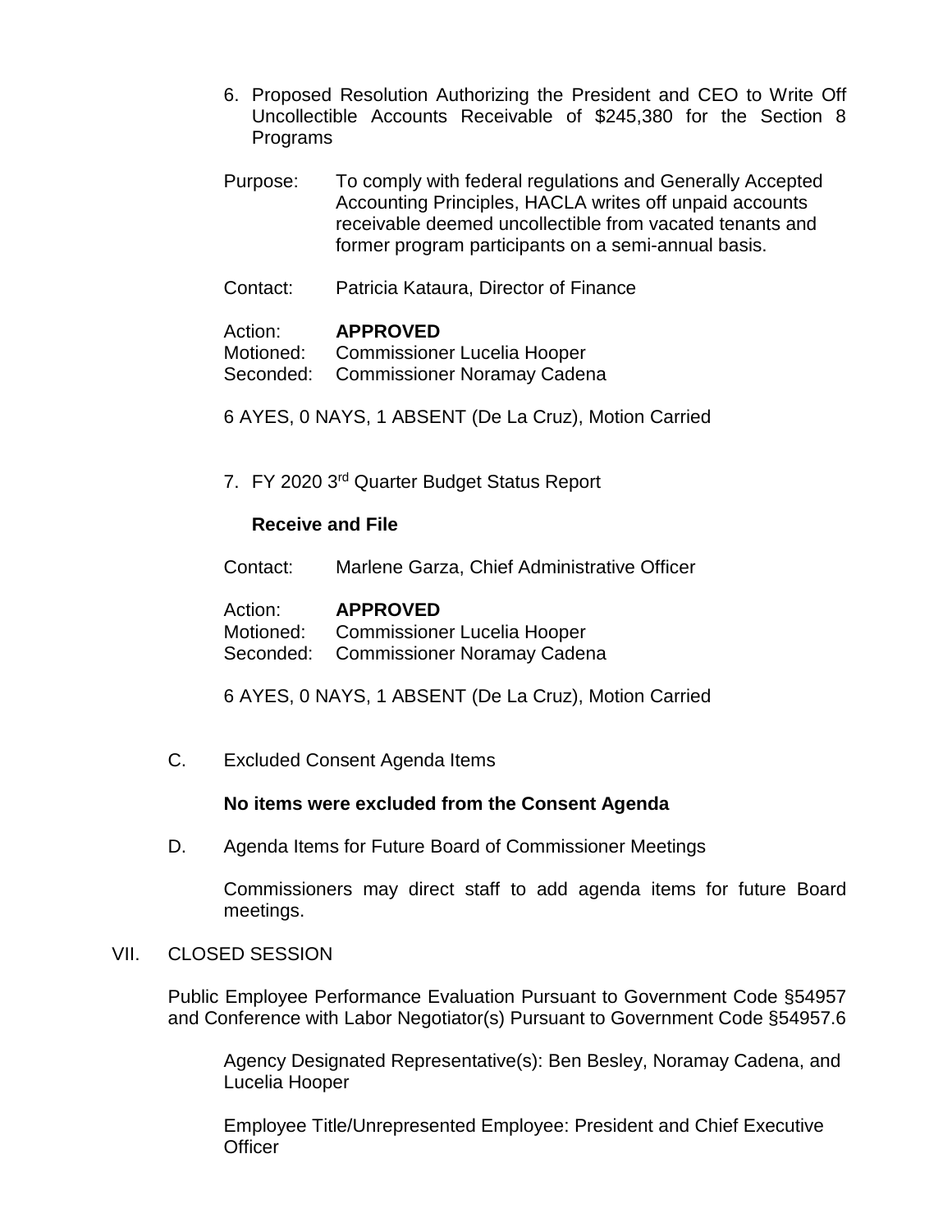6. Proposed Resolution Authorizing the President and CEO to Write Off Uncollectible Accounts Receivable of $245,380 for the Section 8 Programs

Purpose: To comply with federal regulations and Generally Accepted Accounting Principles, HACLA writes off unpaid accounts receivable deemed uncollectible from vacated tenants and former program participants on a semi-annual basis.

Contact: Patricia Kataura, Director of Finance

Action: **APPROVED**
Motioned: Commissioner Lucelia Hooper
Seconded: Commissioner Noramay Cadena

6 AYES, 0 NAYS, 1 ABSENT (De La Cruz), Motion Carried

7. FY 2020 3rd Quarter Budget Status Report

**Receive and File**

Contact: Marlene Garza, Chief Administrative Officer

Action: **APPROVED**
Motioned: Commissioner Lucelia Hooper
Seconded: Commissioner Noramay Cadena

6 AYES, 0 NAYS, 1 ABSENT (De La Cruz), Motion Carried

C. Excluded Consent Agenda Items

**No items were excluded from the Consent Agenda**

D. Agenda Items for Future Board of Commissioner Meetings

Commissioners may direct staff to add agenda items for future Board meetings.

VII. CLOSED SESSION

Public Employee Performance Evaluation Pursuant to Government Code §54957 and Conference with Labor Negotiator(s) Pursuant to Government Code §54957.6

Agency Designated Representative(s): Ben Besley, Noramay Cadena, and Lucelia Hooper

Employee Title/Unrepresented Employee: President and Chief Executive Officer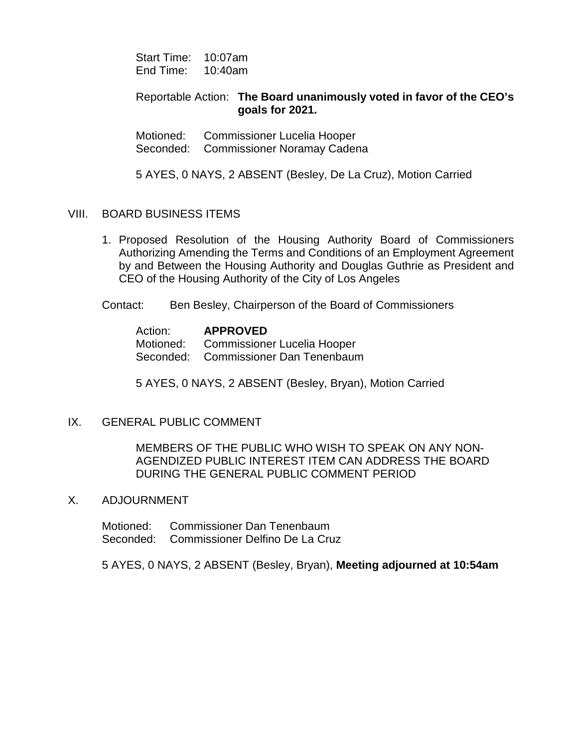Start Time: 10:07am
End Time: 10:40am

Reportable Action: **The Board unanimously voted in favor of the CEO's goals for 2021.**

Motioned: Commissioner Lucelia Hooper
Seconded: Commissioner Noramay Cadena

5 AYES, 0 NAYS, 2 ABSENT (Besley, De La Cruz), Motion Carried

## VIII. BOARD BUSINESS ITEMS

1. Proposed Resolution of the Housing Authority Board of Commissioners Authorizing Amending the Terms and Conditions of an Employment Agreement by and Between the Housing Authority and Douglas Guthrie as President and CEO of the Housing Authority of the City of Los Angeles

Contact: Ben Besley, Chairperson of the Board of Commissioners

Action: **APPROVED**
Motioned: Commissioner Lucelia Hooper
Seconded: Commissioner Dan Tenenbaum

5 AYES, 0 NAYS, 2 ABSENT (Besley, Bryan), Motion Carried

## IX. GENERAL PUBLIC COMMENT

MEMBERS OF THE PUBLIC WHO WISH TO SPEAK ON ANY NON-AGENDIZED PUBLIC INTEREST ITEM CAN ADDRESS THE BOARD DURING THE GENERAL PUBLIC COMMENT PERIOD

## X. ADJOURNMENT

Motioned: Commissioner Dan Tenenbaum
Seconded: Commissioner Delfino De La Cruz

5 AYES, 0 NAYS, 2 ABSENT (Besley, Bryan), **Meeting adjourned at 10:54am**